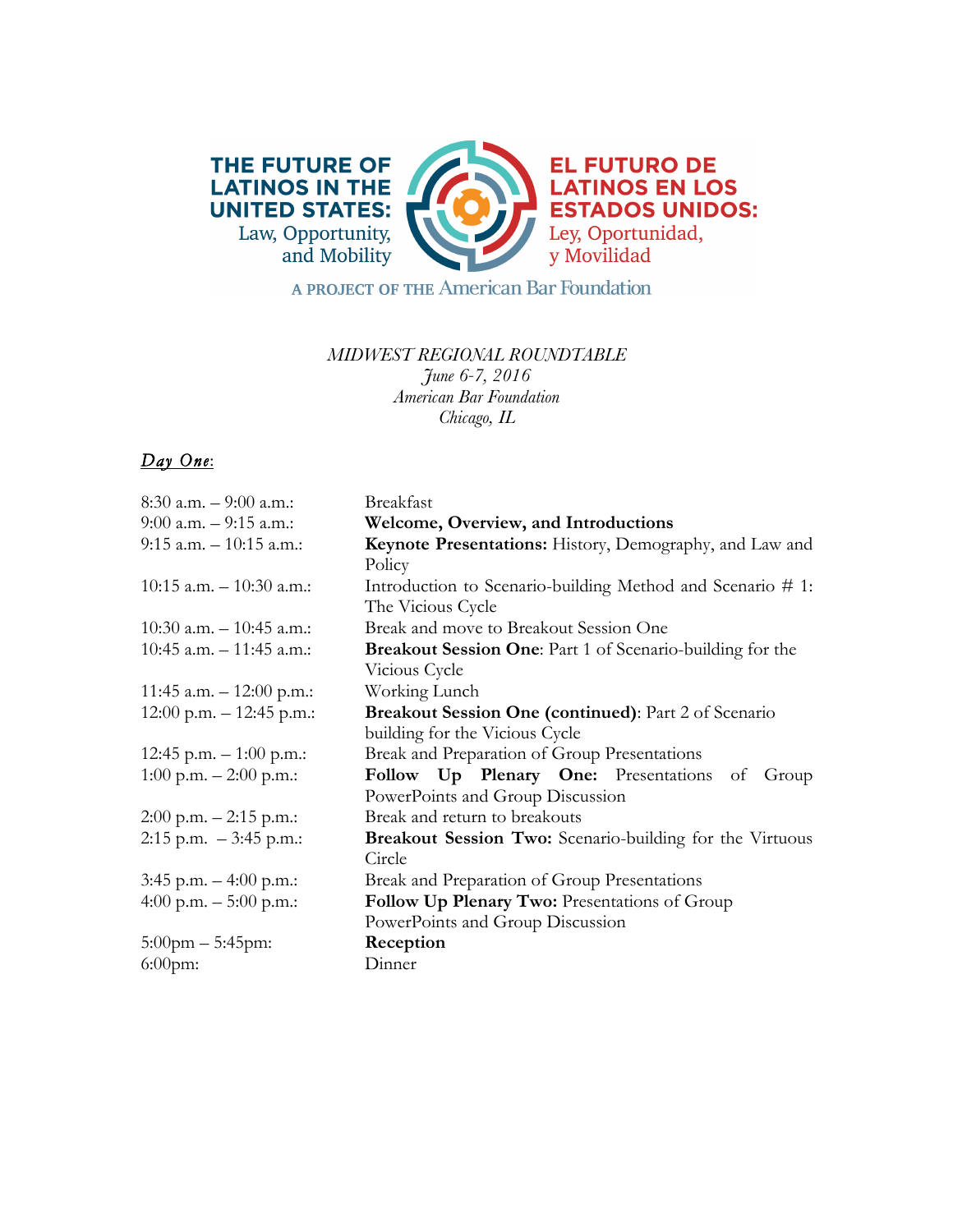THE FUTURE OF LATINOS IN THE UNITED STATES: Law, Opportunity, and Mobility

EL FUTURO DE LATINOS EN LOS ESTADOS UNIDOS: Ley, Oportunidad, y Movilidad

A PROJECT OF THE American Bar Foundation

*MIDWEST REGIONAL ROUNDTABLE*
*June 6-7, 2016*
*American Bar Foundation*
*Chicago, IL*

## *Day One*:

| | |
|---|---|
| 8:30 a.m. – 9:00 a.m.: | Breakfast |
| 9:00 a.m. – 9:15 a.m.: | **Welcome, Overview, and Introductions** |
| 9:15 a.m. – 10:15 a.m.: | **Keynote Presentations:** History, Demography, and Law and Policy |
| 10:15 a.m. – 10:30 a.m.: | Introduction to Scenario-building Method and Scenario # 1: The Vicious Cycle |
| 10:30 a.m. – 10:45 a.m.: | Break and move to Breakout Session One |
| 10:45 a.m. – 11:45 a.m.: | **Breakout Session One**: Part 1 of Scenario-building for the Vicious Cycle |
| 11:45 a.m. – 12:00 p.m.: | Working Lunch |
| 12:00 p.m. – 12:45 p.m.: | **Breakout Session One (continued)**: Part 2 of Scenario building for the Vicious Cycle |
| 12:45 p.m. – 1:00 p.m.: | Break and Preparation of Group Presentations |
| 1:00 p.m. – 2:00 p.m.: | **Follow Up Plenary One:** Presentations of Group PowerPoints and Group Discussion |
| 2:00 p.m. – 2:15 p.m.: | Break and return to breakouts |
| 2:15 p.m. – 3:45 p.m.: | **Breakout Session Two:** Scenario-building for the Virtuous Circle |
| 3:45 p.m. – 4:00 p.m.: | Break and Preparation of Group Presentations |
| 4:00 p.m. – 5:00 p.m.: | **Follow Up Plenary Two:** Presentations of Group PowerPoints and Group Discussion |
| 5:00pm – 5:45pm: | **Reception** |
| 6:00pm: | Dinner |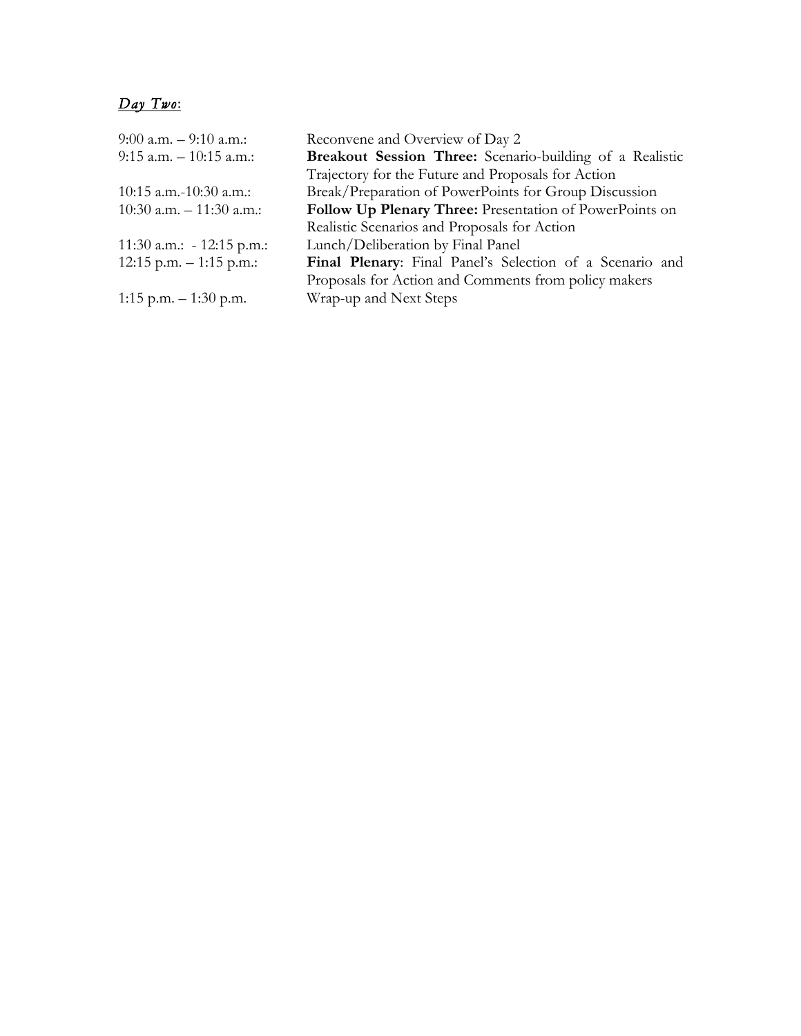***Day Two***:

| | |
|---|---|
| 9:00 a.m. – 9:10 a.m.: | Reconvene and Overview of Day 2 |
| 9:15 a.m. – 10:15 a.m.: | **Breakout Session Three:** Scenario-building of a Realistic Trajectory for the Future and Proposals for Action |
| 10:15 a.m.-10:30 a.m.: | Break/Preparation of PowerPoints for Group Discussion |
| 10:30 a.m. – 11:30 a.m.: | **Follow Up Plenary Three:** Presentation of PowerPoints on Realistic Scenarios and Proposals for Action |
| 11:30 a.m.: - 12:15 p.m.: | Lunch/Deliberation by Final Panel |
| 12:15 p.m. – 1:15 p.m.: | **Final Plenary**: Final Panel's Selection of a Scenario and Proposals for Action and Comments from policy makers |
| 1:15 p.m. – 1:30 p.m. | Wrap-up and Next Steps |